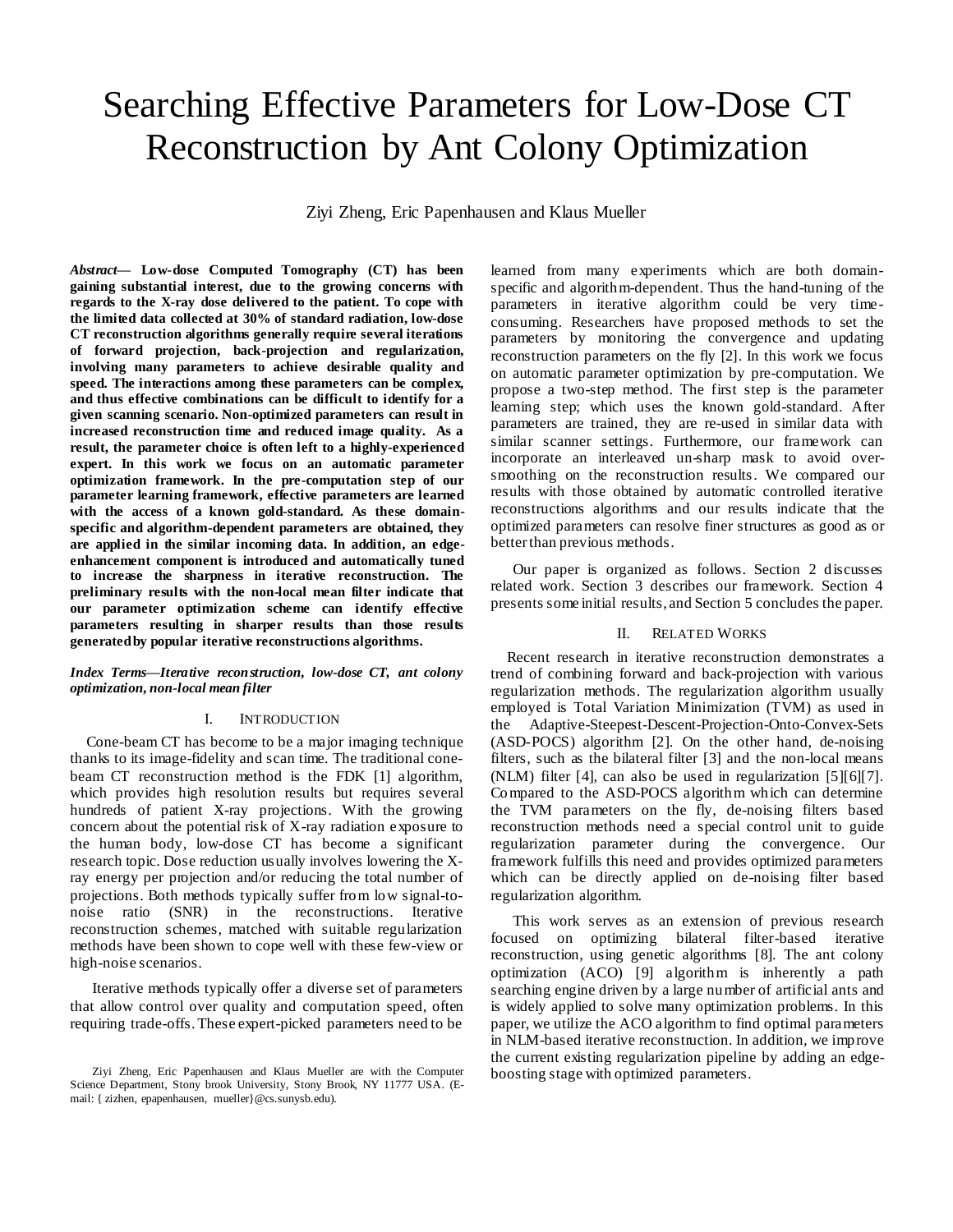# Searching Effective Parameters for Low-Dose CT Reconstruction by Ant Colony Optimization

Ziyi Zheng, Eric Papenhausen and Klaus Mueller

***Abstract*— Low-dose Computed Tomography (CT) has been gaining substantial interest, due to the growing concerns with regards to the X-ray dose delivered to the patient. To cope with the limited data collected at 30% of standard radiation, low-dose CT reconstruction algorithms generally require several iterations of forward projection, back-projection and regularization, involving many parameters to achieve desirable quality and speed. The interactions among these parameters can be complex, and thus effective combinations can be difficult to identify for a given scanning scenario. Non-optimized parameters can result in increased reconstruction time and reduced image quality. As a result, the parameter choice is often left to a highly-experienced expert. In this work we focus on an automatic parameter optimization framework. In the pre-computation step of our parameter learning framework, effective parameters are learned with the access of a known gold-standard. As these domain-specific and algorithm-dependent parameters are obtained, they are applied in the similar incoming data. In addition, an edge-enhancement component is introduced and automatically tuned to increase the sharpness in iterative reconstruction. The preliminary results with the non-local mean filter indicate that our parameter optimization scheme can identify effective parameters resulting in sharper results than those results generated by popular iterative reconstructions algorithms.**

***Index Terms*—*Iterative reconstruction, low-dose CT, ant colony optimization, non-local mean filter***

## I. Introduction

Cone-beam CT has become to be a major imaging technique thanks to its image-fidelity and scan time. The traditional cone-beam CT reconstruction method is the FDK [1] algorithm, which provides high resolution results but requires several hundreds of patient X-ray projections. With the growing concern about the potential risk of X-ray radiation exposure to the human body, low-dose CT has become a significant research topic. Dose reduction usually involves lowering the X-ray energy per projection and/or reducing the total number of projections. Both methods typically suffer from low signal-to-noise ratio (SNR) in the reconstructions. Iterative reconstruction schemes, matched with suitable regularization methods have been shown to cope well with these few-view or high-noise scenarios.

Iterative methods typically offer a diverse set of parameters that allow control over quality and computation speed, often requiring trade-offs. These expert-picked parameters need to be learned from many experiments which are both domain-specific and algorithm-dependent. Thus the hand-tuning of the parameters in iterative algorithm could be very time-consuming. Researchers have proposed methods to set the parameters by monitoring the convergence and updating reconstruction parameters on the fly [2]. In this work we focus on automatic parameter optimization by pre-computation. We propose a two-step method. The first step is the parameter learning step; which uses the known gold-standard. After parameters are trained, they are re-used in similar data with similar scanner settings. Furthermore, our framework can incorporate an interleaved un-sharp mask to avoid over-smoothing on the reconstruction results. We compared our results with those obtained by automatic controlled iterative reconstructions algorithms and our results indicate that the optimized parameters can resolve finer structures as good as or better than previous methods.

Our paper is organized as follows. Section 2 discusses related work. Section 3 describes our framework. Section 4 presents some initial results, and Section 5 concludes the paper.

## II. Related Works

Recent research in iterative reconstruction demonstrates a trend of combining forward and back-projection with various regularization methods. The regularization algorithm usually employed is Total Variation Minimization (TVM) as used in the Adaptive-Steepest-Descent-Projection-Onto-Convex-Sets (ASD-POCS) algorithm [2]. On the other hand, de-noising filters, such as the bilateral filter [3] and the non-local means (NLM) filter [4], can also be used in regularization [5][6][7]. Compared to the ASD-POCS algorithm which can determine the TVM parameters on the fly, de-noising filters based reconstruction methods need a special control unit to guide regularization parameter during the convergence. Our framework fulfills this need and provides optimized parameters which can be directly applied on de-noising filter based regularization algorithm.

This work serves as an extension of previous research focused on optimizing bilateral filter-based iterative reconstruction, using genetic algorithms [8]. The ant colony optimization (ACO) [9] algorithm is inherently a path searching engine driven by a large number of artificial ants and is widely applied to solve many optimization problems. In this paper, we utilize the ACO algorithm to find optimal parameters in NLM-based iterative reconstruction. In addition, we improve the current existing regularization pipeline by adding an edge-boosting stage with optimized parameters.

Ziyi Zheng, Eric Papenhausen and Klaus Mueller are with the Computer Science Department, Stony brook University, Stony Brook, NY 11777 USA. (E-mail: { zizhen, epapenhausen, mueller}@cs.sunysb.edu).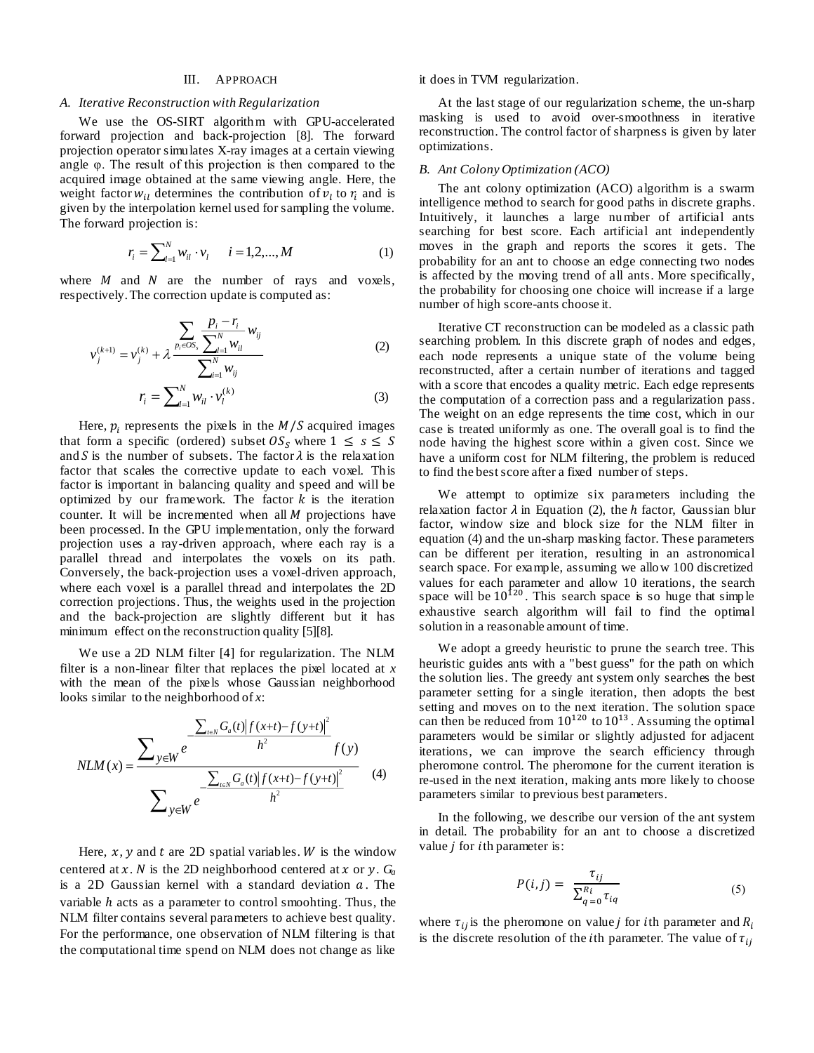## III. Approach

### A. Iterative Reconstruction with Regularization

We use the OS-SIRT algorithm with GPU-accelerated forward projection and back-projection [8]. The forward projection operator simulates X-ray images at a certain viewing angle φ. The result of this projection is then compared to the acquired image obtained at the same viewing angle. Here, the weight factor $w_{il}$ determines the contribution of $v_l$ to $r_i$ and is given by the interpolation kernel used for sampling the volume. The forward projection is:

$$r_i = \sum_{l=1}^{N} w_{il} \cdot v_l \qquad i = 1,2,...,M \tag{1}$$

where $M$ and $N$ are the number of rays and voxels, respectively. The correction update is computed as:

$$v_j^{(k+1)} = v_j^{(k)} + \lambda \frac{\sum_{p_i \in OS_s} \frac{p_i - r_i}{\sum_{l=1}^{N} w_{il}} w_{ij}}{\sum_{i=1}^{N} w_{ij}} \tag{2}$$

$$r_i = \sum_{l=1}^{N} w_{il} \cdot v_l^{(k)} \tag{3}$$

Here, $p_i$ represents the pixels in the $M/S$ acquired images that form a specific (ordered) subset $OS_S$ where $1 \leq s \leq S$ and $S$ is the number of subsets. The factor $\lambda$ is the relaxation factor that scales the corrective update to each voxel. This factor is important in balancing quality and speed and will be optimized by our framework. The factor $k$ is the iteration counter. It will be incremented when all $M$ projections have been processed. In the GPU implementation, only the forward projection uses a ray-driven approach, where each ray is a parallel thread and interpolates the voxels on its path. Conversely, the back-projection uses a voxel-driven approach, where each voxel is a parallel thread and interpolates the 2D correction projections. Thus, the weights used in the projection and the back-projection are slightly different but it has minimum effect on the reconstruction quality [5][8].

We use a 2D NLM filter [4] for regularization. The NLM filter is a non-linear filter that replaces the pixel located at $x$ with the mean of the pixels whose Gaussian neighborhood looks similar to the neighborhood of $x$:

$$NLM(x) = \frac{\sum_{y \in W} e^{-\frac{\sum_{t \in N} G_a(t) \left| f(x+t) - f(y+t) \right|^2}{h^2}} f(y)}{\sum_{y \in W} e^{-\frac{\sum_{t \in N} G_a(t) \left| f(x+t) - f(y+t) \right|^2}{h^2}}} \tag{4}$$

Here, $x$, $y$ and $t$ are 2D spatial variables. $W$ is the window centered at $x$. $N$ is the 2D neighborhood centered at $x$ or $y$. $G_a$ is a 2D Gaussian kernel with a standard deviation $a$. The variable $h$ acts as a parameter to control smoohting. Thus, the NLM filter contains several parameters to achieve best quality. For the performance, one observation of NLM filtering is that the computational time spend on NLM does not change as like it does in TVM regularization.

At the last stage of our regularization scheme, the un-sharp masking is used to avoid over-smoothness in iterative reconstruction. The control factor of sharpness is given by later optimizations.

### B. Ant Colony Optimization (ACO)

The ant colony optimization (ACO) algorithm is a swarm intelligence method to search for good paths in discrete graphs. Intuitively, it launches a large number of artificial ants searching for best score. Each artificial ant independently moves in the graph and reports the scores it gets. The probability for an ant to choose an edge connecting two nodes is affected by the moving trend of all ants. More specifically, the probability for choosing one choice will increase if a large number of high score-ants choose it.

Iterative CT reconstruction can be modeled as a classic path searching problem. In this discrete graph of nodes and edges, each node represents a unique state of the volume being reconstructed, after a certain number of iterations and tagged with a score that encodes a quality metric. Each edge represents the computation of a correction pass and a regularization pass. The weight on an edge represents the time cost, which in our case is treated uniformly as one. The overall goal is to find the node having the highest score within a given cost. Since we have a uniform cost for NLM filtering, the problem is reduced to find the best score after a fixed number of steps.

We attempt to optimize six parameters including the relaxation factor $\lambda$ in Equation (2), the $h$ factor, Gaussian blur factor, window size and block size for the NLM filter in equation (4) and the un-sharp masking factor. These parameters can be different per iteration, resulting in an astronomical search space. For example, assuming we allow 100 discretized values for each parameter and allow 10 iterations, the search space will be $10^{120}$. This search space is so huge that simple exhaustive search algorithm will fail to find the optimal solution in a reasonable amount of time.

We adopt a greedy heuristic to prune the search tree. This heuristic guides ants with a "best guess" for the path on which the solution lies. The greedy ant system only searches the best parameter setting for a single iteration, then adopts the best setting and moves on to the next iteration. The solution space can then be reduced from $10^{120}$ to $10^{13}$. Assuming the optimal parameters would be similar or slightly adjusted for adjacent iterations, we can improve the search efficiency through pheromone control. The pheromone for the current iteration is re-used in the next iteration, making ants more likely to choose parameters similar to previous best parameters.

In the following, we describe our version of the ant system in detail. The probability for an ant to choose a discretized value $j$ for $i$th parameter is:

$$P(i,j) = \frac{\tau_{ij}}{\sum_{q=0}^{R_i} \tau_{iq}} \tag{5}$$

where $\tau_{ij}$ is the pheromone on value $j$ for $i$th parameter and $R_i$ is the discrete resolution of the $i$th parameter. The value of $\tau_{ij}$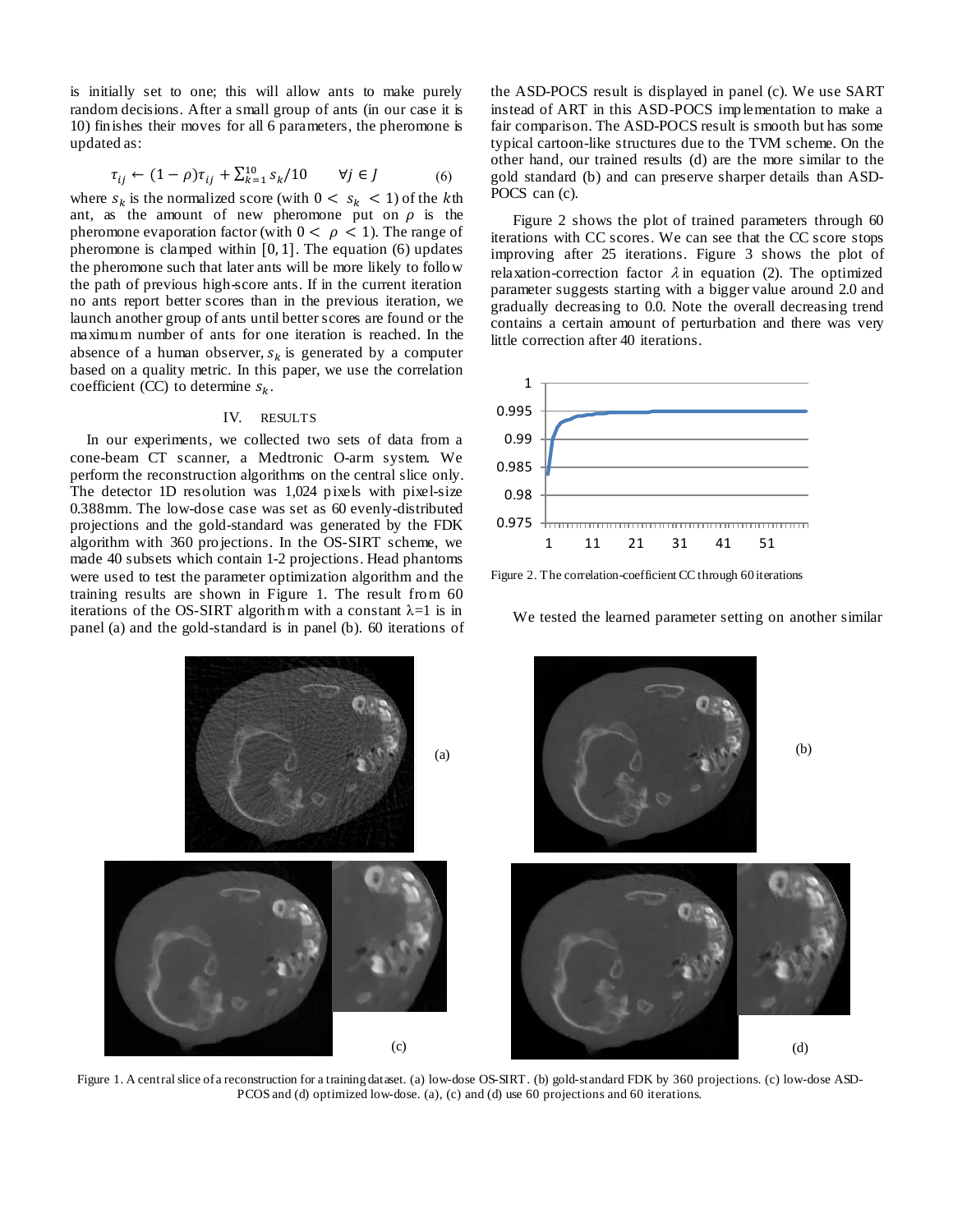is initially set to one; this will allow ants to make purely random decisions. After a small group of ants (in our case it is 10) finishes their moves for all 6 parameters, the pheromone is updated as:

$$\tau_{ij} \leftarrow (1-\rho)\tau_{ij} + \sum_{k=1}^{10} s_k/10 \qquad \forall j \in J \tag{6}$$

where $s_k$ is the normalized score (with $0 < s_k < 1$) of the $k$th ant, as the amount of new pheromone put on $\rho$ is the pheromone evaporation factor (with $0 < \rho < 1$). The range of pheromone is clamped within $[0, 1]$. The equation (6) updates the pheromone such that later ants will be more likely to follow the path of previous high-score ants. If in the current iteration no ants report better scores than in the previous iteration, we launch another group of ants until better scores are found or the maximum number of ants for one iteration is reached. In the absence of a human observer, $s_k$ is generated by a computer based on a quality metric. In this paper, we use the correlation coefficient (CC) to determine $s_k$.

## IV. RESULTS

In our experiments, we collected two sets of data from a cone-beam CT scanner, a Medtronic O-arm system. We perform the reconstruction algorithms on the central slice only. The detector 1D resolution was 1,024 pixels with pixel-size 0.388mm. The low-dose case was set as 60 evenly-distributed projections and the gold-standard was generated by the FDK algorithm with 360 projections. In the OS-SIRT scheme, we made 40 subsets which contain 1-2 projections. Head phantoms were used to test the parameter optimization algorithm and the training results are shown in Figure 1. The result from 60 iterations of the OS-SIRT algorithm with a constant λ=1 is in panel (a) and the gold-standard is in panel (b). 60 iterations of the ASD-POCS result is displayed in panel (c). We use SART instead of ART in this ASD-POCS implementation to make a fair comparison. The ASD-POCS result is smooth but has some typical cartoon-like structures due to the TVM scheme. On the other hand, our trained results (d) are the more similar to the gold standard (b) and can preserve sharper details than ASD-POCS can (c).

Figure 2 shows the plot of trained parameters through 60 iterations with CC scores. We can see that the CC score stops improving after 25 iterations. Figure 3 shows the plot of relaxation-correction factor $\lambda$ in equation (2). The optimized parameter suggests starting with a bigger value around 2.0 and gradually decreasing to 0.0. Note the overall decreasing trend contains a certain amount of perturbation and there was very little correction after 40 iterations.

Figure 2. The correlation-coefficient CC through 60 iterations

We tested the learned parameter setting on another similar

Figure 1. A central slice of a reconstruction for a training dataset. (a) low-dose OS-SIRT. (b) gold-standard FDK by 360 projections. (c) low-dose ASD-PCOS and (d) optimized low-dose. (a), (c) and (d) use 60 projections and 60 iterations.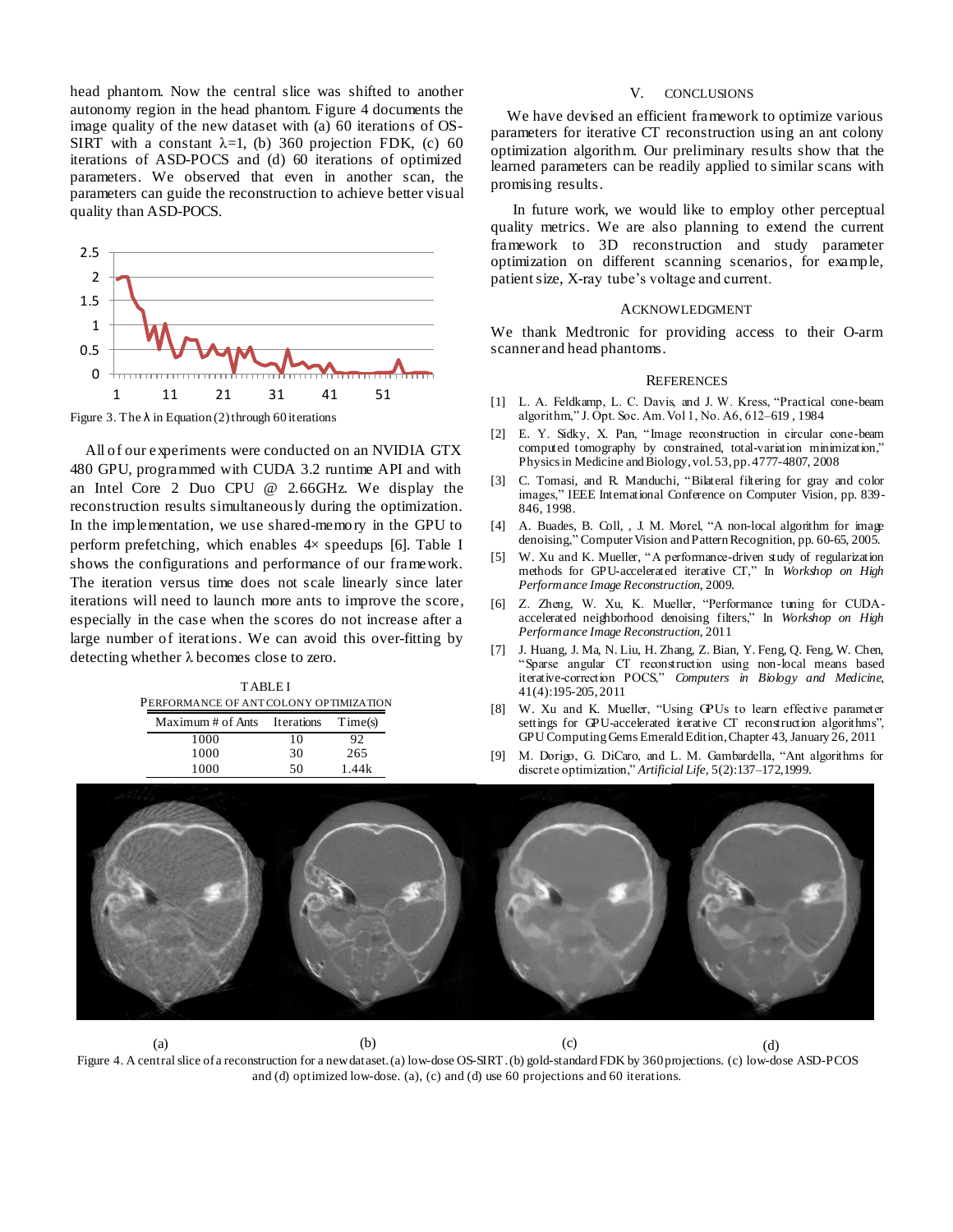head phantom. Now the central slice was shifted to another autonomy region in the head phantom. Figure 4 documents the image quality of the new dataset with (a) 60 iterations of OS-SIRT with a constant $\lambda$=1, (b) 360 projection FDK, (c) 60 iterations of ASD-POCS and (d) 60 iterations of optimized parameters. We observed that even in another scan, the parameters can guide the reconstruction to achieve better visual quality than ASD-POCS.

2.5
2
1.5
1
0.5
0
1 11 21 31 41 51

Figure 3. The $\lambda$ in Equation (2) through 60 iterations

All of our experiments were conducted on an NVIDIA GTX 480 GPU, programmed with CUDA 3.2 runtime API and with an Intel Core 2 Duo CPU @ 2.66GHz. We display the reconstruction results simultaneously during the optimization. In the implementation, we use shared-memory in the GPU to perform prefetching, which enables 4× speedups [6]. Table I shows the configurations and performance of our framework. The iteration versus time does not scale linearly since later iterations will need to launch more ants to improve the score, especially in the case when the scores do not increase after a large number of iterations. We can avoid this over-fitting by detecting whether $\lambda$ becomes close to zero.

TABLE I
PERFORMANCE OF ANT COLONY OPTIMIZATION

| Maximum # of Ants | Iterations | Time(s) |
|---|---|---|
| 1000 | 10 | 92 |
| 1000 | 30 | 265 |
| 1000 | 50 | 1.44k |

## V. CONCLUSIONS

We have devised an efficient framework to optimize various parameters for iterative CT reconstruction using an ant colony optimization algorithm. Our preliminary results show that the learned parameters can be readily applied to similar scans with promising results.

In future work, we would like to employ other perceptual quality metrics. We are also planning to extend the current framework to 3D reconstruction and study parameter optimization on different scanning scenarios, for example, patient size, X-ray tube's voltage and current.

## ACKNOWLEDGMENT

We thank Medtronic for providing access to their O-arm scanner and head phantoms.

## REFERENCES

[1] L. A. Feldkamp, L. C. Davis, and J. W. Kress, "Practical cone-beam algorithm," J. Opt. Soc. Am. Vol 1, No. A6, 612–619 , 1984

[2] E. Y. Sidky, X. Pan, "Image reconstruction in circular cone-beam computed tomography by constrained, total-variation minimization," Physics in Medicine and Biology, vol. 53, pp. 4777-4807, 2008

[3] C. Tomasi, and R. Manduchi, "Bilateral filtering for gray and color images," IEEE International Conference on Computer Vision, pp. 839-846, 1998.

[4] A. Buades, B. Coll, , J. M. Morel, "A non-local algorithm for image denoising," Computer Vision and Pattern Recognition, pp. 60-65, 2005.

[5] W. Xu and K. Mueller, "A performance-driven study of regularization methods for GPU-accelerated iterative CT," In *Workshop on High Performance Image Reconstruction*, 2009.

[6] Z. Zheng, W. Xu, K. Mueller, "Performance tuning for CUDA-accelerated neighborhood denoising filters," In *Workshop on High Performance Image Reconstruction*, 2011

[7] J. Huang, J. Ma, N. Liu, H. Zhang, Z. Bian, Y. Feng, Q. Feng, W. Chen, "Sparse angular CT reconstruction using non-local means based iterative-correction POCS," *Computers in Biology and Medicine*, 41(4):195-205, 2011

[8] W. Xu and K. Mueller, "Using GPUs to learn effective parameter settings for GPU-accelerated iterative CT reconstruction algorithms", GPU Computing Gems Emerald Edition, Chapter 43, January 26, 2011

[9] M. Dorigo, G. DiCaro, and L. M. Gambardella, "Ant algorithms for discrete optimization," *Artificial Life*, 5(2):137–172,1999.

(a) (b) (c) (d)

Figure 4. A central slice of a reconstruction for a new dataset. (a) low-dose OS-SIRT. (b) gold-standard FDK by 360 projections. (c) low-dose ASD-PCOS and (d) optimized low-dose. (a), (c) and (d) use 60 projections and 60 iterations.